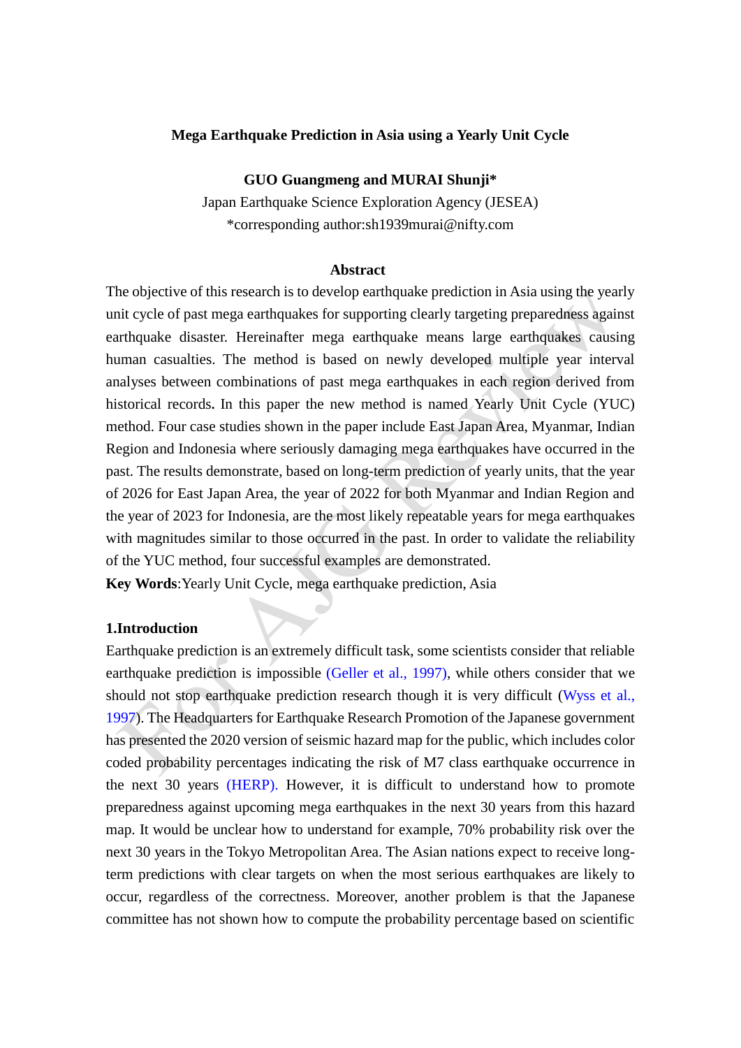# Mega Earthquake Prediction in Asia using a Yearly Unit Cycle

**GUO Guangmeng and MURAI Shunji***

Japan Earthquake Science Exploration Agency (JESEA)

*corresponding author:sh1939murai@nifty.com

## Abstract

The objective of this research is to develop earthquake prediction in Asia using the yearly unit cycle of past mega earthquakes for supporting clearly targeting preparedness against earthquake disaster. Hereinafter mega earthquake means large earthquakes causing human casualties. The method is based on newly developed multiple year interval analyses between combinations of past mega earthquakes in each region derived from historical records**.** In this paper the new method is named Yearly Unit Cycle (YUC) method. Four case studies shown in the paper include East Japan Area, Myanmar, Indian Region and Indonesia where seriously damaging mega earthquakes have occurred in the past. The results demonstrate, based on long-term prediction of yearly units, that the year of 2026 for East Japan Area, the year of 2022 for both Myanmar and Indian Region and the year of 2023 for Indonesia, are the most likely repeatable years for mega earthquakes with magnitudes similar to those occurred in the past. In order to validate the reliability of the YUC method, four successful examples are demonstrated.

**Key Words**:Yearly Unit Cycle, mega earthquake prediction, Asia

## 1.Introduction

Earthquake prediction is an extremely difficult task, some scientists consider that reliable earthquake prediction is impossible (Geller et al., 1997), while others consider that we should not stop earthquake prediction research though it is very difficult (Wyss et al., 1997). The Headquarters for Earthquake Research Promotion of the Japanese government has presented the 2020 version of seismic hazard map for the public, which includes color coded probability percentages indicating the risk of M7 class earthquake occurrence in the next 30 years (HERP). However, it is difficult to understand how to promote preparedness against upcoming mega earthquakes in the next 30 years from this hazard map. It would be unclear how to understand for example, 70% probability risk over the next 30 years in the Tokyo Metropolitan Area. The Asian nations expect to receive long-term predictions with clear targets on when the most serious earthquakes are likely to occur, regardless of the correctness. Moreover, another problem is that the Japanese committee has not shown how to compute the probability percentage based on scientific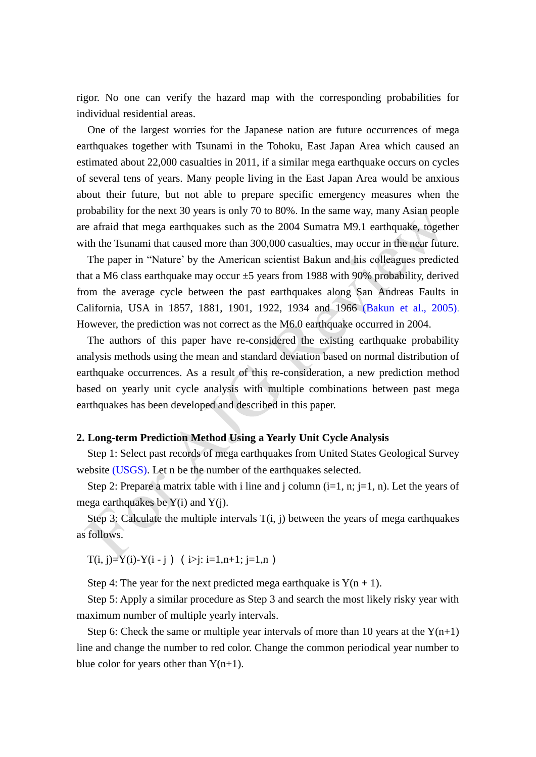rigor. No one can verify the hazard map with the corresponding probabilities for individual residential areas.

One of the largest worries for the Japanese nation are future occurrences of mega earthquakes together with Tsunami in the Tohoku, East Japan Area which caused an estimated about 22,000 casualties in 2011, if a similar mega earthquake occurs on cycles of several tens of years. Many people living in the East Japan Area would be anxious about their future, but not able to prepare specific emergency measures when the probability for the next 30 years is only 70 to 80%. In the same way, many Asian people are afraid that mega earthquakes such as the 2004 Sumatra M9.1 earthquake, together with the Tsunami that caused more than 300,000 casualties, may occur in the near future.

The paper in "Nature' by the American scientist Bakun and his colleagues predicted that a M6 class earthquake may occur ±5 years from 1988 with 90% probability, derived from the average cycle between the past earthquakes along San Andreas Faults in California, USA in 1857, 1881, 1901, 1922, 1934 and 1966 (Bakun et al., 2005). However, the prediction was not correct as the M6.0 earthquake occurred in 2004.

The authors of this paper have re-considered the existing earthquake probability analysis methods using the mean and standard deviation based on normal distribution of earthquake occurrences. As a result of this re-consideration, a new prediction method based on yearly unit cycle analysis with multiple combinations between past mega earthquakes has been developed and described in this paper.

## 2. Long-term Prediction Method Using a Yearly Unit Cycle Analysis

Step 1: Select past records of mega earthquakes from United States Geological Survey website (USGS). Let n be the number of the earthquakes selected.

Step 2: Prepare a matrix table with i line and j column (i=1, n; j=1, n). Let the years of mega earthquakes be Y(i) and Y(j).

Step 3: Calculate the multiple intervals T(i, j) between the years of mega earthquakes as follows.

$$T(i, j)=Y(i)-Y(i-j) \quad (i>j:\ i=1,n+1;\ j=1,n)$$

Step 4: The year for the next predicted mega earthquake is Y(n + 1).

Step 5: Apply a similar procedure as Step 3 and search the most likely risky year with maximum number of multiple yearly intervals.

Step 6: Check the same or multiple year intervals of more than 10 years at the Y(n+1) line and change the number to red color. Change the common periodical year number to blue color for years other than Y(n+1).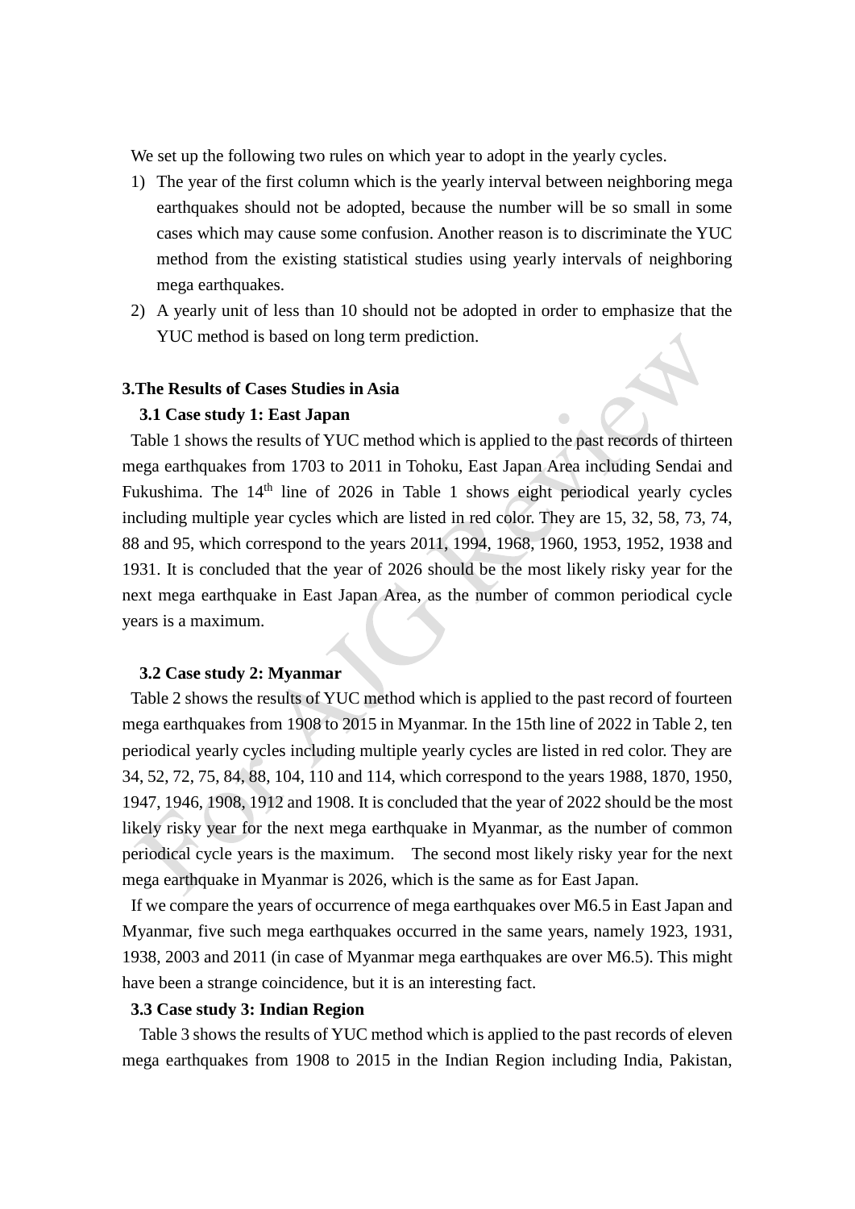We set up the following two rules on which year to adopt in the yearly cycles.

1) The year of the first column which is the yearly interval between neighboring mega earthquakes should not be adopted, because the number will be so small in some cases which may cause some confusion. Another reason is to discriminate the YUC method from the existing statistical studies using yearly intervals of neighboring mega earthquakes.
2) A yearly unit of less than 10 should not be adopted in order to emphasize that the YUC method is based on long term prediction.

## 3.The Results of Cases Studies in Asia

### 3.1 Case study 1: East Japan

Table 1 shows the results of YUC method which is applied to the past records of thirteen mega earthquakes from 1703 to 2011 in Tohoku, East Japan Area including Sendai and Fukushima. The 14th line of 2026 in Table 1 shows eight periodical yearly cycles including multiple year cycles which are listed in red color. They are 15, 32, 58, 73, 74, 88 and 95, which correspond to the years 2011, 1994, 1968, 1960, 1953, 1952, 1938 and 1931. It is concluded that the year of 2026 should be the most likely risky year for the next mega earthquake in East Japan Area, as the number of common periodical cycle years is a maximum.

### 3.2 Case study 2: Myanmar

Table 2 shows the results of YUC method which is applied to the past record of fourteen mega earthquakes from 1908 to 2015 in Myanmar. In the 15th line of 2022 in Table 2, ten periodical yearly cycles including multiple yearly cycles are listed in red color. They are 34, 52, 72, 75, 84, 88, 104, 110 and 114, which correspond to the years 1988, 1870, 1950, 1947, 1946, 1908, 1912 and 1908. It is concluded that the year of 2022 should be the most likely risky year for the next mega earthquake in Myanmar, as the number of common periodical cycle years is the maximum. The second most likely risky year for the next mega earthquake in Myanmar is 2026, which is the same as for East Japan.

If we compare the years of occurrence of mega earthquakes over M6.5 in East Japan and Myanmar, five such mega earthquakes occurred in the same years, namely 1923, 1931, 1938, 2003 and 2011 (in case of Myanmar mega earthquakes are over M6.5). This might have been a strange coincidence, but it is an interesting fact.

### 3.3 Case study 3: Indian Region

Table 3 shows the results of YUC method which is applied to the past records of eleven mega earthquakes from 1908 to 2015 in the Indian Region including India, Pakistan,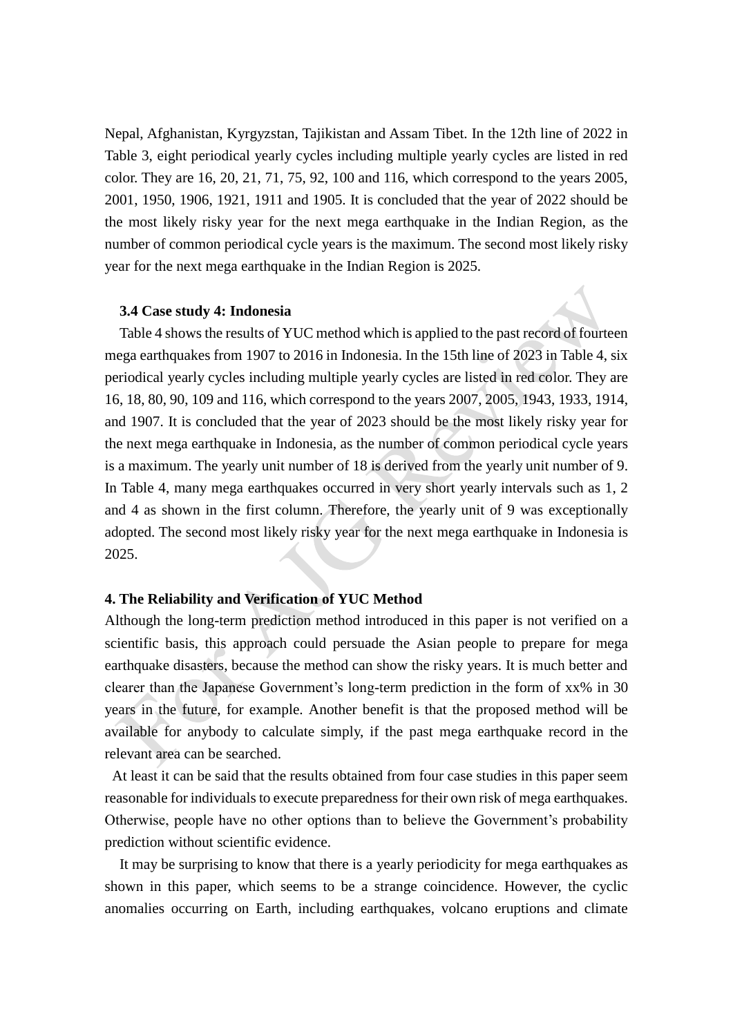Nepal, Afghanistan, Kyrgyzstan, Tajikistan and Assam Tibet. In the 12th line of 2022 in Table 3, eight periodical yearly cycles including multiple yearly cycles are listed in red color. They are 16, 20, 21, 71, 75, 92, 100 and 116, which correspond to the years 2005, 2001, 1950, 1906, 1921, 1911 and 1905. It is concluded that the year of 2022 should be the most likely risky year for the next mega earthquake in the Indian Region, as the number of common periodical cycle years is the maximum. The second most likely risky year for the next mega earthquake in the Indian Region is 2025.

### 3.4 Case study 4: Indonesia

Table 4 shows the results of YUC method which is applied to the past record of fourteen mega earthquakes from 1907 to 2016 in Indonesia. In the 15th line of 2023 in Table 4, six periodical yearly cycles including multiple yearly cycles are listed in red color. They are 16, 18, 80, 90, 109 and 116, which correspond to the years 2007, 2005, 1943, 1933, 1914, and 1907. It is concluded that the year of 2023 should be the most likely risky year for the next mega earthquake in Indonesia, as the number of common periodical cycle years is a maximum. The yearly unit number of 18 is derived from the yearly unit number of 9. In Table 4, many mega earthquakes occurred in very short yearly intervals such as 1, 2 and 4 as shown in the first column. Therefore, the yearly unit of 9 was exceptionally adopted. The second most likely risky year for the next mega earthquake in Indonesia is 2025.

## 4. The Reliability and Verification of YUC Method

Although the long-term prediction method introduced in this paper is not verified on a scientific basis, this approach could persuade the Asian people to prepare for mega earthquake disasters, because the method can show the risky years. It is much better and clearer than the Japanese Government's long-term prediction in the form of xx% in 30 years in the future, for example. Another benefit is that the proposed method will be available for anybody to calculate simply, if the past mega earthquake record in the relevant area can be searched.

At least it can be said that the results obtained from four case studies in this paper seem reasonable for individuals to execute preparedness for their own risk of mega earthquakes. Otherwise, people have no other options than to believe the Government's probability prediction without scientific evidence.

It may be surprising to know that there is a yearly periodicity for mega earthquakes as shown in this paper, which seems to be a strange coincidence. However, the cyclic anomalies occurring on Earth, including earthquakes, volcano eruptions and climate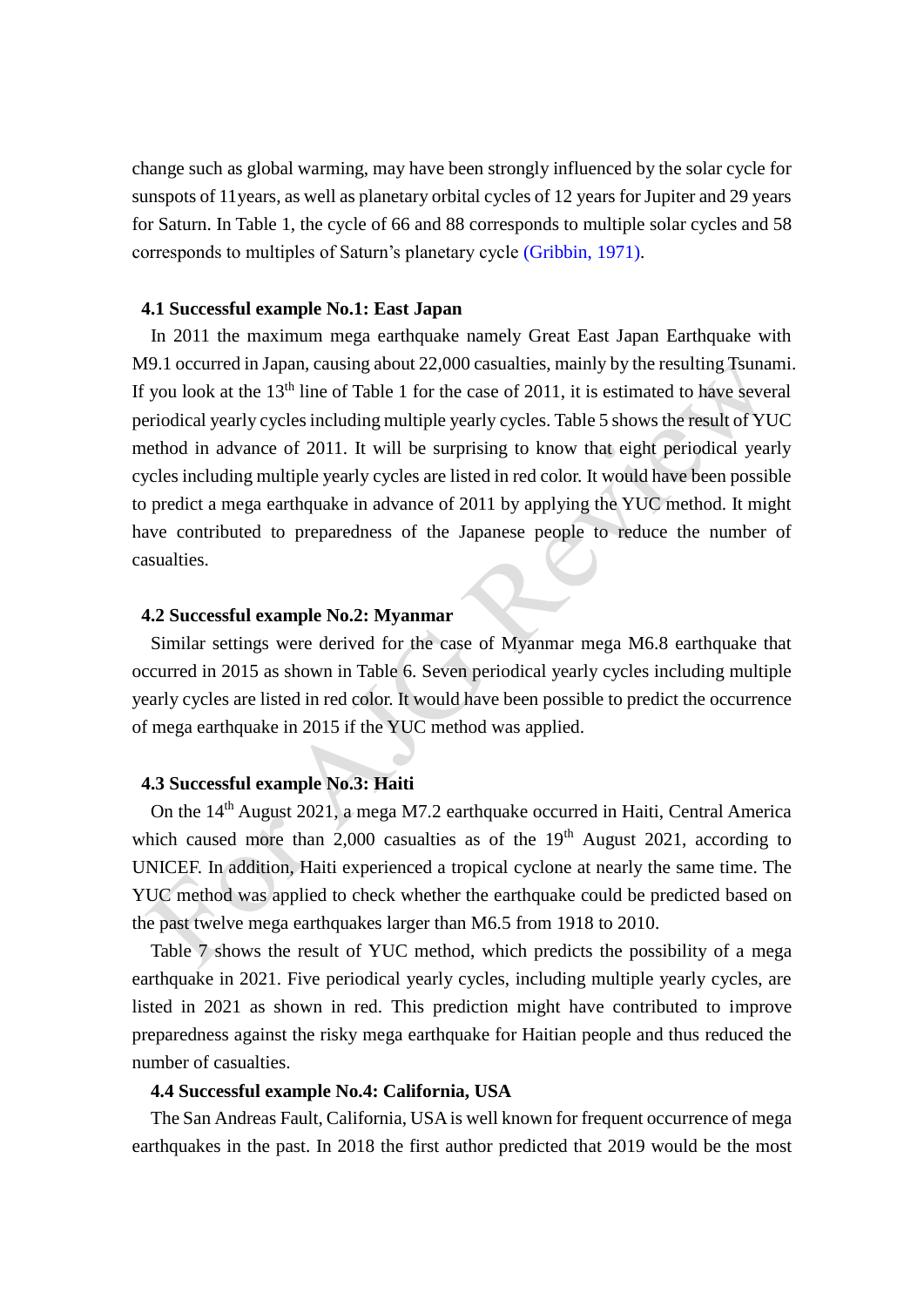change such as global warming, may have been strongly influenced by the solar cycle for sunspots of 11years, as well as planetary orbital cycles of 12 years for Jupiter and 29 years for Saturn. In Table 1, the cycle of 66 and 88 corresponds to multiple solar cycles and 58 corresponds to multiples of Saturn's planetary cycle (Gribbin, 1971).

### 4.1 Successful example No.1: East Japan

In 2011 the maximum mega earthquake namely Great East Japan Earthquake with M9.1 occurred in Japan, causing about 22,000 casualties, mainly by the resulting Tsunami. If you look at the 13th line of Table 1 for the case of 2011, it is estimated to have several periodical yearly cycles including multiple yearly cycles. Table 5 shows the result of YUC method in advance of 2011. It will be surprising to know that eight periodical yearly cycles including multiple yearly cycles are listed in red color. It would have been possible to predict a mega earthquake in advance of 2011 by applying the YUC method. It might have contributed to preparedness of the Japanese people to reduce the number of casualties.

### 4.2 Successful example No.2: Myanmar

Similar settings were derived for the case of Myanmar mega M6.8 earthquake that occurred in 2015 as shown in Table 6. Seven periodical yearly cycles including multiple yearly cycles are listed in red color. It would have been possible to predict the occurrence of mega earthquake in 2015 if the YUC method was applied.

### 4.3 Successful example No.3: Haiti

On the 14th August 2021, a mega M7.2 earthquake occurred in Haiti, Central America which caused more than 2,000 casualties as of the 19th August 2021, according to UNICEF. In addition, Haiti experienced a tropical cyclone at nearly the same time. The YUC method was applied to check whether the earthquake could be predicted based on the past twelve mega earthquakes larger than M6.5 from 1918 to 2010.

Table 7 shows the result of YUC method, which predicts the possibility of a mega earthquake in 2021. Five periodical yearly cycles, including multiple yearly cycles, are listed in 2021 as shown in red. This prediction might have contributed to improve preparedness against the risky mega earthquake for Haitian people and thus reduced the number of casualties.

### 4.4 Successful example No.4: California, USA

The San Andreas Fault, California, USA is well known for frequent occurrence of mega earthquakes in the past. In 2018 the first author predicted that 2019 would be the most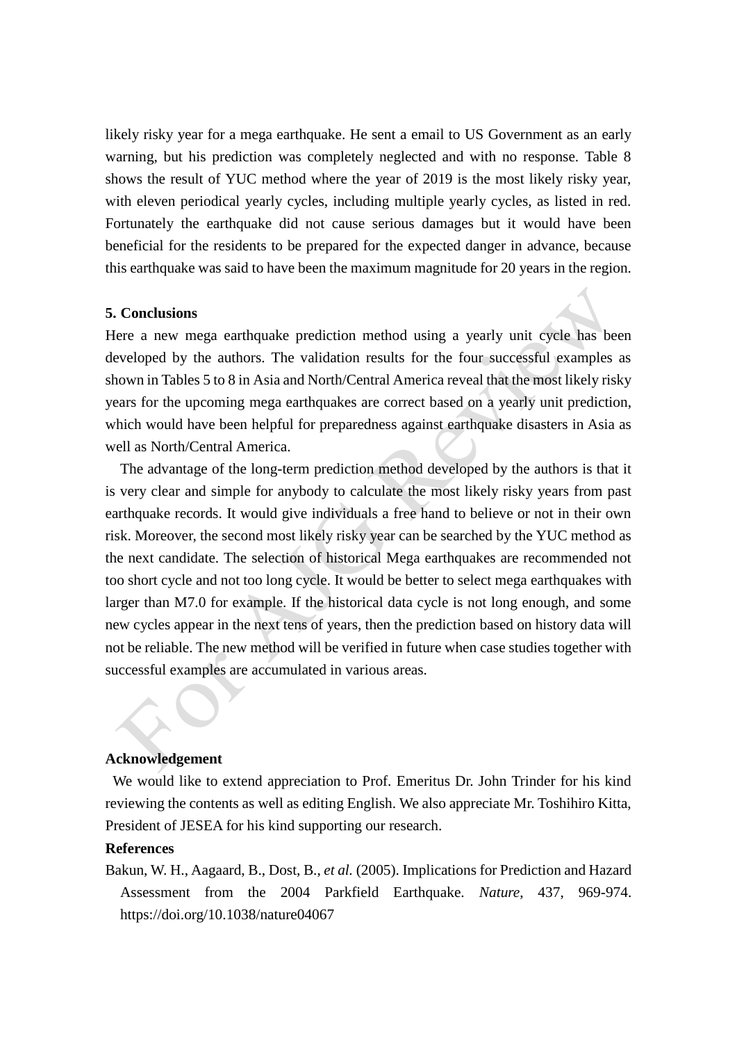likely risky year for a mega earthquake. He sent a email to US Government as an early warning, but his prediction was completely neglected and with no response. Table 8 shows the result of YUC method where the year of 2019 is the most likely risky year, with eleven periodical yearly cycles, including multiple yearly cycles, as listed in red. Fortunately the earthquake did not cause serious damages but it would have been beneficial for the residents to be prepared for the expected danger in advance, because this earthquake was said to have been the maximum magnitude for 20 years in the region.

## 5. Conclusions

Here a new mega earthquake prediction method using a yearly unit cycle has been developed by the authors. The validation results for the four successful examples as shown in Tables 5 to 8 in Asia and North/Central America reveal that the most likely risky years for the upcoming mega earthquakes are correct based on a yearly unit prediction, which would have been helpful for preparedness against earthquake disasters in Asia as well as North/Central America.

The advantage of the long-term prediction method developed by the authors is that it is very clear and simple for anybody to calculate the most likely risky years from past earthquake records. It would give individuals a free hand to believe or not in their own risk. Moreover, the second most likely risky year can be searched by the YUC method as the next candidate. The selection of historical Mega earthquakes are recommended not too short cycle and not too long cycle. It would be better to select mega earthquakes with larger than M7.0 for example. If the historical data cycle is not long enough, and some new cycles appear in the next tens of years, then the prediction based on history data will not be reliable. The new method will be verified in future when case studies together with successful examples are accumulated in various areas.

## Acknowledgement

We would like to extend appreciation to Prof. Emeritus Dr. John Trinder for his kind reviewing the contents as well as editing English. We also appreciate Mr. Toshihiro Kitta, President of JESEA for his kind supporting our research.

## References

Bakun, W. H., Aagaard, B., Dost, B., *et al.* (2005). Implications for Prediction and Hazard Assessment from the 2004 Parkfield Earthquake. *Nature*, 437, 969-974. https://doi.org/10.1038/nature04067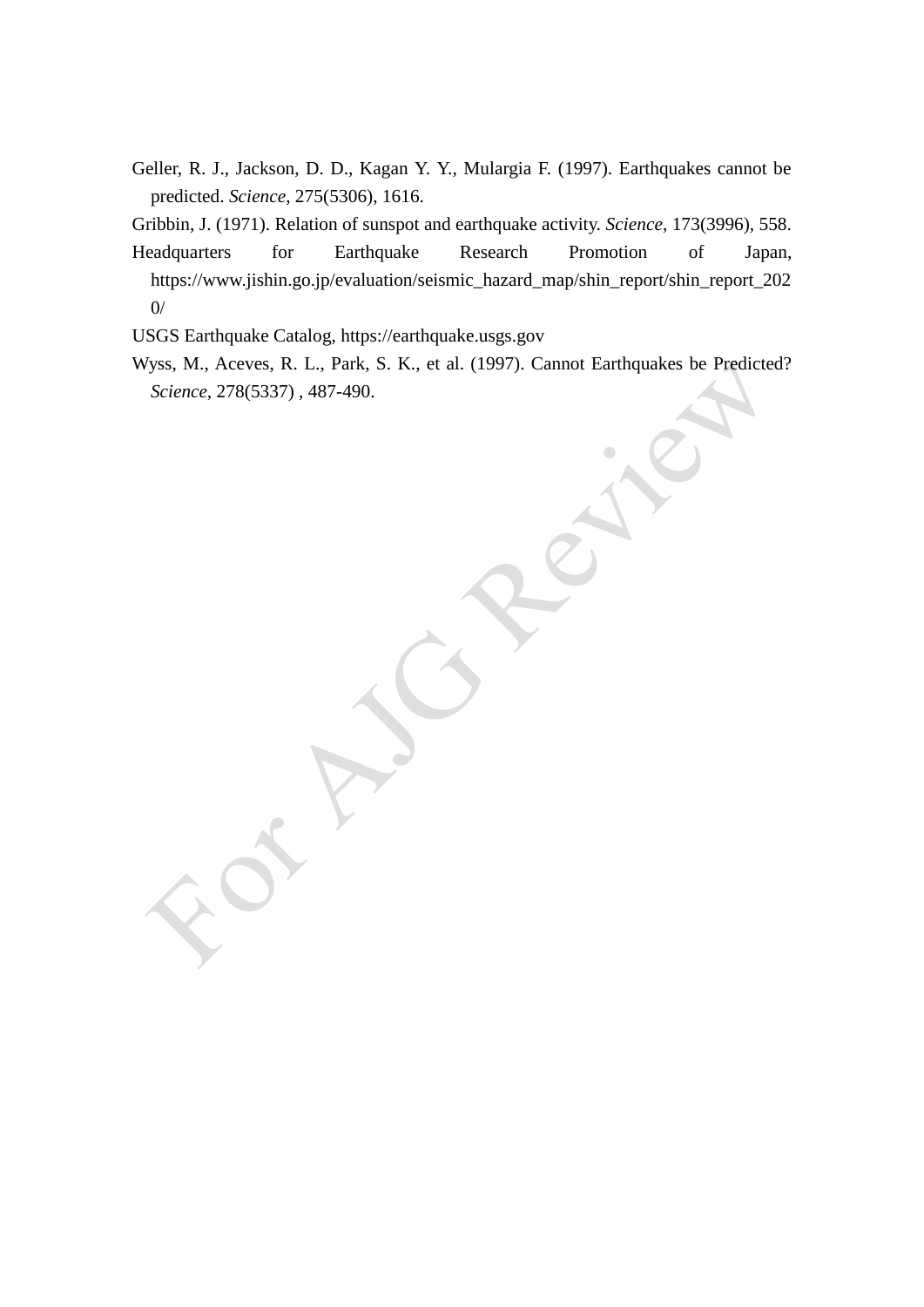Geller, R. J., Jackson, D. D., Kagan Y. Y., Mulargia F. (1997). Earthquakes cannot be predicted. *Science*, 275(5306), 1616.

Gribbin, J. (1971). Relation of sunspot and earthquake activity. *Science*, 173(3996), 558.

Headquarters for Earthquake Research Promotion of Japan, https://www.jishin.go.jp/evaluation/seismic_hazard_map/shin_report/shin_report_2020/

USGS Earthquake Catalog, https://earthquake.usgs.gov

Wyss, M., Aceves, R. L., Park, S. K., et al. (1997). Cannot Earthquakes be Predicted? *Science*, 278(5337) , 487-490.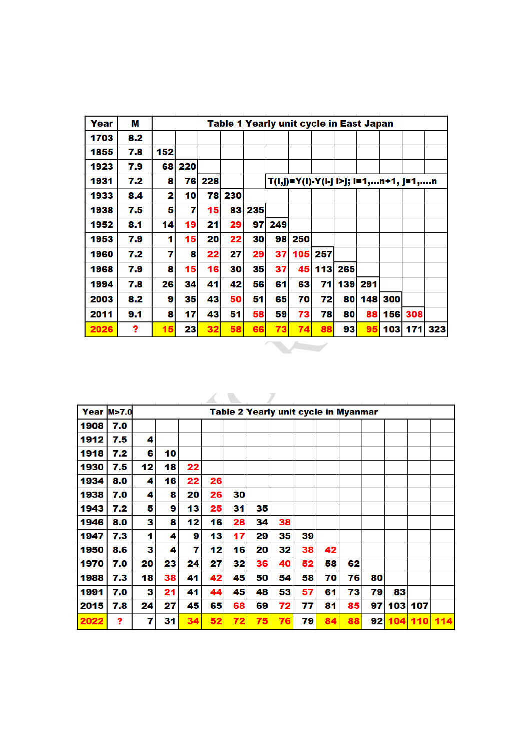| Year | M | Table 1 Yearly unit cycle in East Japan | | | | | | | | | | | | |
|---|---|---|---|---|---|---|---|---|---|---|---|---|---|---|
| 1703 | 8.2 | | | | | | | | | | | | | |
| 1855 | 7.8 | 152 | | | | | | | | | | | | |
| 1923 | 7.9 | 68 | 220 | | | | | | | | | | | |
| 1931 | 7.2 | 8 | 76 | 228 | | T(i,j)=Y(i)-Y(i-j i>j; i=1,...n+1, j=1,....n | | | | | | | | |
| 1933 | 8.4 | 2 | 10 | 78 | 230 | | | | | | | | | |
| 1938 | 7.5 | 5 | 7 | 15 | 83 | 235 | | | | | | | | |
| 1952 | 8.1 | 14 | 19 | 21 | 29 | 97 | 249 | | | | | | | |
| 1953 | 7.9 | 1 | 15 | 20 | 22 | 30 | 98 | 250 | | | | | | |
| 1960 | 7.2 | 7 | 8 | 22 | 27 | 29 | 37 | 105 | 257 | | | | | |
| 1968 | 7.9 | 8 | 15 | 16 | 30 | 35 | 37 | 45 | 113 | 265 | | | | |
| 1994 | 7.8 | 26 | 34 | 41 | 42 | 56 | 61 | 63 | 71 | 139 | 291 | | | |
| 2003 | 8.2 | 9 | 35 | 43 | 50 | 51 | 65 | 70 | 72 | 80 | 148 | 300 | | |
| 2011 | 9.1 | 8 | 17 | 43 | 51 | 58 | 59 | 73 | 78 | 80 | 88 | 156 | 308 | |
| 2026 | ? | 15 | 23 | 32 | 58 | 66 | 73 | 74 | 88 | 93 | 95 | 103 | 171 | 323 |

| Year | M>7.0 | Table 2 Yearly unit cycle in Myanmar | | | | | | | | | | | | | |
|---|---|---|---|---|---|---|---|---|---|---|---|---|---|---|---|
| 1908 | 7.0 | | | | | | | | | | | | | | |
| 1912 | 7.5 | 4 | | | | | | | | | | | | | |
| 1918 | 7.2 | 6 | 10 | | | | | | | | | | | | |
| 1930 | 7.5 | 12 | 18 | 22 | | | | | | | | | | | |
| 1934 | 8.0 | 4 | 16 | 22 | 26 | | | | | | | | | | |
| 1938 | 7.0 | 4 | 8 | 20 | 26 | 30 | | | | | | | | | |
| 1943 | 7.2 | 5 | 9 | 13 | 25 | 31 | 35 | | | | | | | | |
| 1946 | 8.0 | 3 | 8 | 12 | 16 | 28 | 34 | 38 | | | | | | | |
| 1947 | 7.3 | 1 | 4 | 9 | 13 | 17 | 29 | 35 | 39 | | | | | | |
| 1950 | 8.6 | 3 | 4 | 7 | 12 | 16 | 20 | 32 | 38 | 42 | | | | | |
| 1970 | 7.0 | 20 | 23 | 24 | 27 | 32 | 36 | 40 | 52 | 58 | 62 | | | | |
| 1988 | 7.3 | 18 | 38 | 41 | 42 | 45 | 50 | 54 | 58 | 70 | 76 | 80 | | | |
| 1991 | 7.0 | 3 | 21 | 41 | 44 | 45 | 48 | 53 | 57 | 61 | 73 | 79 | 83 | | |
| 2015 | 7.8 | 24 | 27 | 45 | 65 | 68 | 69 | 72 | 77 | 81 | 85 | 97 | 103 | 107 | |
| 2022 | ? | 7 | 31 | 34 | 52 | 72 | 75 | 76 | 79 | 84 | 88 | 92 | 104 | 110 | 114 |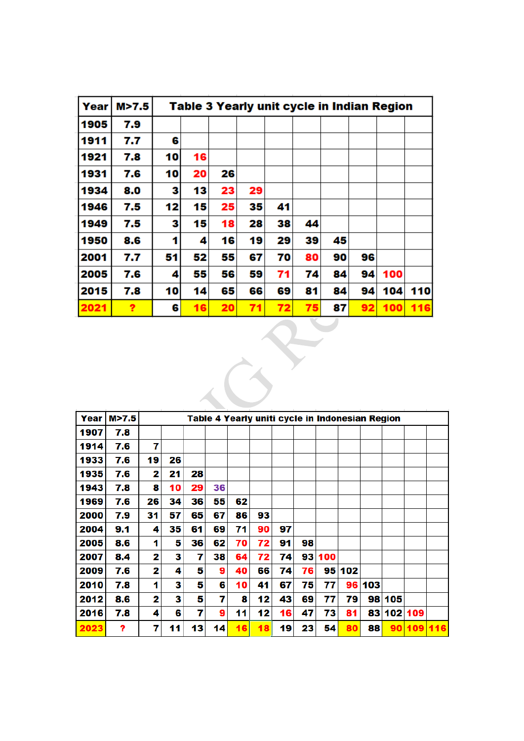| Year | M>7.5 | Table 3 Yearly unit cycle in Indian Region | | | | | | | | | |
|---|---|---|---|---|---|---|---|---|---|---|---|
| 1905 | 7.9 | | | | | | | | | | |
| 1911 | 7.7 | 6 | | | | | | | | | |
| 1921 | 7.8 | 10 | 16 | | | | | | | | |
| 1931 | 7.6 | 10 | 20 | 26 | | | | | | | |
| 1934 | 8.0 | 3 | 13 | 23 | 29 | | | | | | |
| 1946 | 7.5 | 12 | 15 | 25 | 35 | 41 | | | | | |
| 1949 | 7.5 | 3 | 15 | 18 | 28 | 38 | 44 | | | | |
| 1950 | 8.6 | 1 | 4 | 16 | 19 | 29 | 39 | 45 | | | |
| 2001 | 7.7 | 51 | 52 | 55 | 67 | 70 | 80 | 90 | 96 | | |
| 2005 | 7.6 | 4 | 55 | 56 | 59 | 71 | 74 | 84 | 94 | 100 | |
| 2015 | 7.8 | 10 | 14 | 65 | 66 | 69 | 81 | 84 | 94 | 104 | 110 |
| 2021 | ? | 6 | 16 | 20 | 71 | 72 | 75 | 87 | 92 | 100 | 116 |

| Year | M>7.5 | Table 4 Yearly uniti cycle in Indonesian Region | | | | | | | | | | | | | |
|---|---|---|---|---|---|---|---|---|---|---|---|---|---|---|---|
| 1907 | 7.8 | | | | | | | | | | | | | | |
| 1914 | 7.6 | 7 | | | | | | | | | | | | | |
| 1933 | 7.6 | 19 | 26 | | | | | | | | | | | | |
| 1935 | 7.6 | 2 | 21 | 28 | | | | | | | | | | | |
| 1943 | 7.8 | 8 | 10 | 29 | 36 | | | | | | | | | | |
| 1969 | 7.6 | 26 | 34 | 36 | 55 | 62 | | | | | | | | | |
| 2000 | 7.9 | 31 | 57 | 65 | 67 | 86 | 93 | | | | | | | | |
| 2004 | 9.1 | 4 | 35 | 61 | 69 | 71 | 90 | 97 | | | | | | | |
| 2005 | 8.6 | 1 | 5 | 36 | 62 | 70 | 72 | 91 | 98 | | | | | | |
| 2007 | 8.4 | 2 | 3 | 7 | 38 | 64 | 72 | 74 | 93 | 100 | | | | | |
| 2009 | 7.6 | 2 | 4 | 5 | 9 | 40 | 66 | 74 | 76 | 95 | 102 | | | | |
| 2010 | 7.8 | 1 | 3 | 5 | 6 | 10 | 41 | 67 | 75 | 77 | 96 | 103 | | | |
| 2012 | 8.6 | 2 | 3 | 5 | 7 | 8 | 12 | 43 | 69 | 77 | 79 | 98 | 105 | | |
| 2016 | 7.8 | 4 | 6 | 7 | 9 | 11 | 12 | 16 | 47 | 73 | 81 | 83 | 102 | 109 | |
| 2023 | ? | 7 | 11 | 13 | 14 | 16 | 18 | 19 | 23 | 54 | 80 | 88 | 90 | 109 | 116 |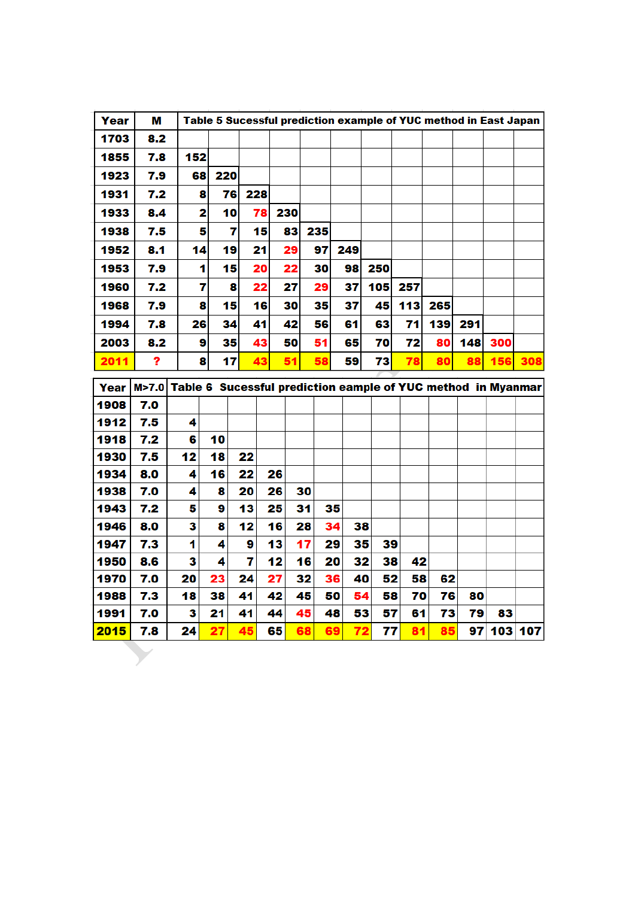| Year | M | Table 5 Sucessful prediction example of YUC method in East Japan | | | | | | | | | | | |
|---|---|---|---|---|---|---|---|---|---|---|---|---|---|
| 1703 | 8.2 | | | | | | | | | | | | |
| 1855 | 7.8 | 152 | | | | | | | | | | | |
| 1923 | 7.9 | 68 | 220 | | | | | | | | | | |
| 1931 | 7.2 | 8 | 76 | 228 | | | | | | | | | |
| 1933 | 8.4 | 2 | 10 | 78 | 230 | | | | | | | | |
| 1938 | 7.5 | 5 | 7 | 15 | 83 | 235 | | | | | | | |
| 1952 | 8.1 | 14 | 19 | 21 | 29 | 97 | 249 | | | | | | |
| 1953 | 7.9 | 1 | 15 | 20 | 22 | 30 | 98 | 250 | | | | | |
| 1960 | 7.2 | 7 | 8 | 22 | 27 | 29 | 37 | 105 | 257 | | | | |
| 1968 | 7.9 | 8 | 15 | 16 | 30 | 35 | 37 | 45 | 113 | 265 | | | |
| 1994 | 7.8 | 26 | 34 | 41 | 42 | 56 | 61 | 63 | 71 | 139 | 291 | | |
| 2003 | 8.2 | 9 | 35 | 43 | 50 | 51 | 65 | 70 | 72 | 80 | 148 | 300 | |
| 2011 | ? | 8 | 17 | 43 | 51 | 58 | 59 | 73 | 78 | 80 | 88 | 156 | 308 |

| Year | M>7.0 | Table 6 Sucessful prediction eample of YUC method in Myanmar | | | | | | | | | | | | |
|---|---|---|---|---|---|---|---|---|---|---|---|---|---|---|
| 1908 | 7.0 | | | | | | | | | | | | | |
| 1912 | 7.5 | 4 | | | | | | | | | | | | |
| 1918 | 7.2 | 6 | 10 | | | | | | | | | | | |
| 1930 | 7.5 | 12 | 18 | 22 | | | | | | | | | | |
| 1934 | 8.0 | 4 | 16 | 22 | 26 | | | | | | | | | |
| 1938 | 7.0 | 4 | 8 | 20 | 26 | 30 | | | | | | | | |
| 1943 | 7.2 | 5 | 9 | 13 | 25 | 31 | 35 | | | | | | | |
| 1946 | 8.0 | 3 | 8 | 12 | 16 | 28 | 34 | 38 | | | | | | |
| 1947 | 7.3 | 1 | 4 | 9 | 13 | 17 | 29 | 35 | 39 | | | | | |
| 1950 | 8.6 | 3 | 4 | 7 | 12 | 16 | 20 | 32 | 38 | 42 | | | | |
| 1970 | 7.0 | 20 | 23 | 24 | 27 | 32 | 36 | 40 | 52 | 58 | 62 | | | |
| 1988 | 7.3 | 18 | 38 | 41 | 42 | 45 | 50 | 54 | 58 | 70 | 76 | 80 | | |
| 1991 | 7.0 | 3 | 21 | 41 | 44 | 45 | 48 | 53 | 57 | 61 | 73 | 79 | 83 | |
| 2015 | 7.8 | 24 | 27 | 45 | 65 | 68 | 69 | 72 | 77 | 81 | 85 | 97 | 103 | 107 |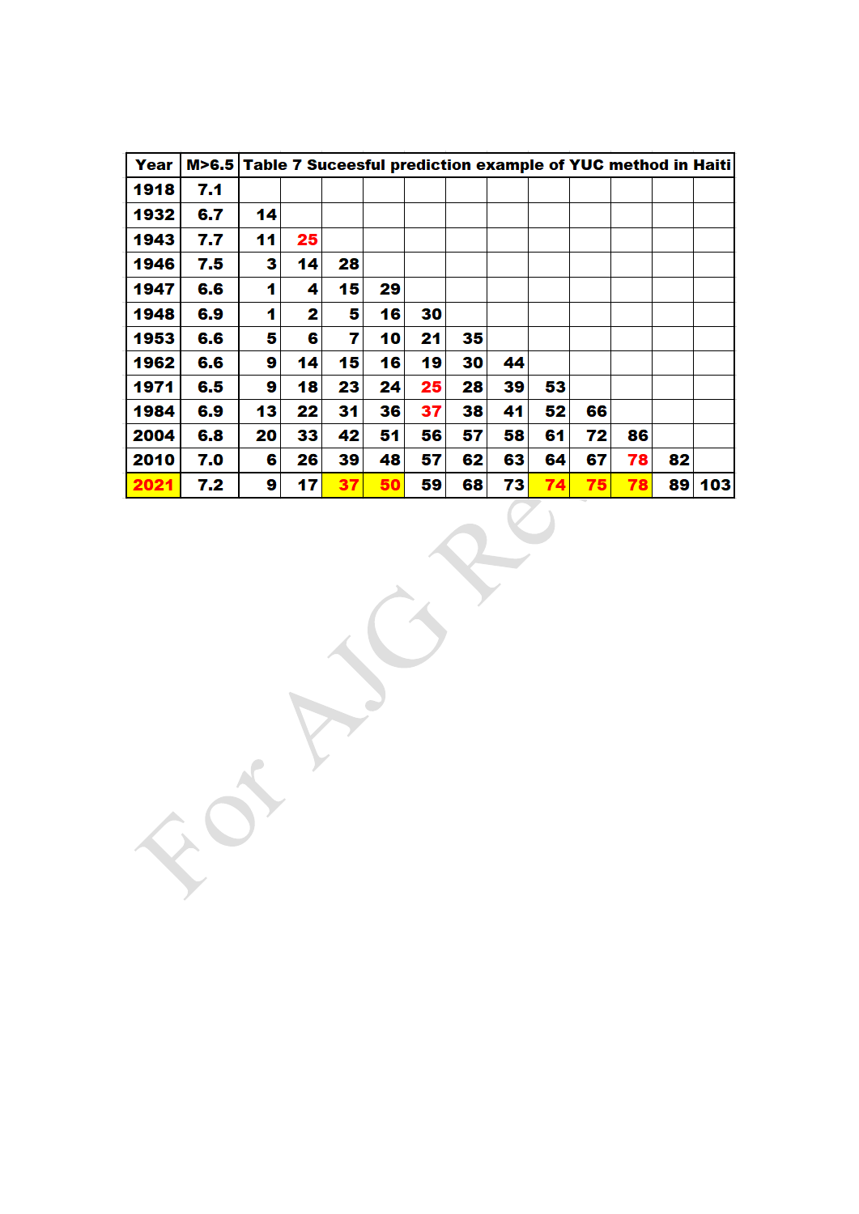| Year | M>6.5 | Table 7 Suceesful prediction example of YUC method in Haiti | | | | | | | | | | |
|---|---|---|---|---|---|---|---|---|---|---|---|---|
| 1918 | 7.1 | | | | | | | | | | | |
| 1932 | 6.7 | 14 | | | | | | | | | | |
| 1943 | 7.7 | 11 | 25 | | | | | | | | | |
| 1946 | 7.5 | 3 | 14 | 28 | | | | | | | | |
| 1947 | 6.6 | 1 | 4 | 15 | 29 | | | | | | | |
| 1948 | 6.9 | 1 | 2 | 5 | 16 | 30 | | | | | | |
| 1953 | 6.6 | 5 | 6 | 7 | 10 | 21 | 35 | | | | | |
| 1962 | 6.6 | 9 | 14 | 15 | 16 | 19 | 30 | 44 | | | | |
| 1971 | 6.5 | 9 | 18 | 23 | 24 | 25 | 28 | 39 | 53 | | | |
| 1984 | 6.9 | 13 | 22 | 31 | 36 | 37 | 38 | 41 | 52 | 66 | | |
| 2004 | 6.8 | 20 | 33 | 42 | 51 | 56 | 57 | 58 | 61 | 72 | 86 | |
| 2010 | 7.0 | 6 | 26 | 39 | 48 | 57 | 62 | 63 | 64 | 67 | 78 | 82 |
| 2021 | 7.2 | 9 | 17 | 37 | 50 | 59 | 68 | 73 | 74 | 75 | 78 | 89 | 103 |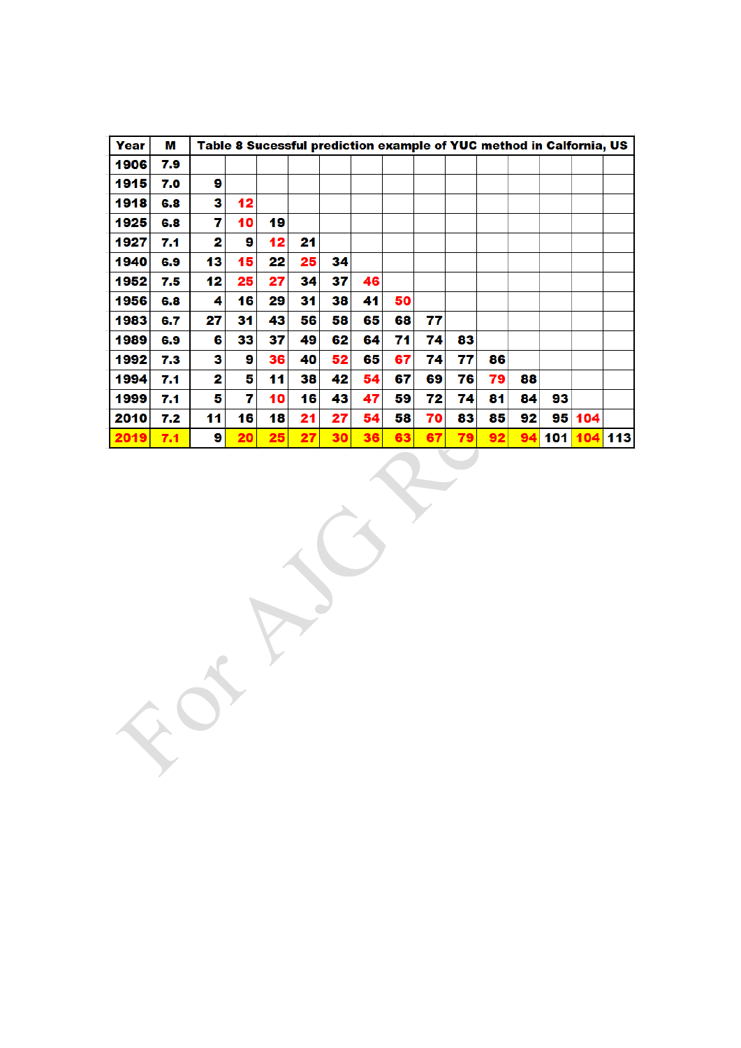| Year | M | Table 8 Sucessful prediction example of YUC method in Calfornia, US | | | | | | | | | | | | |
|---|---|---|---|---|---|---|---|---|---|---|---|---|---|---|
| 1906 | 7.9 | | | | | | | | | | | | | |
| 1915 | 7.0 | 9 | | | | | | | | | | | | |
| 1918 | 6.8 | 3 | 12 | | | | | | | | | | | |
| 1925 | 6.8 | 7 | 10 | 19 | | | | | | | | | | |
| 1927 | 7.1 | 2 | 9 | 12 | 21 | | | | | | | | | |
| 1940 | 6.9 | 13 | 15 | 22 | 25 | 34 | | | | | | | | |
| 1952 | 7.5 | 12 | 25 | 27 | 34 | 37 | 46 | | | | | | | |
| 1956 | 6.8 | 4 | 16 | 29 | 31 | 38 | 41 | 50 | | | | | | |
| 1983 | 6.7 | 27 | 31 | 43 | 56 | 58 | 65 | 68 | 77 | | | | | |
| 1989 | 6.9 | 6 | 33 | 37 | 49 | 62 | 64 | 71 | 74 | 83 | | | | |
| 1992 | 7.3 | 3 | 9 | 36 | 40 | 52 | 65 | 67 | 74 | 77 | 86 | | | |
| 1994 | 7.1 | 2 | 5 | 11 | 38 | 42 | 54 | 67 | 69 | 76 | 79 | 88 | | |
| 1999 | 7.1 | 5 | 7 | 10 | 16 | 43 | 47 | 59 | 72 | 74 | 81 | 84 | 93 | |
| 2010 | 7.2 | 11 | 16 | 18 | 21 | 27 | 54 | 58 | 70 | 83 | 85 | 92 | 95 | 104 |
| 2019 | 7.1 | 9 | 20 | 25 | 27 | 30 | 36 | 63 | 67 | 79 | 92 | 94 | 101 | 104 | 113 |